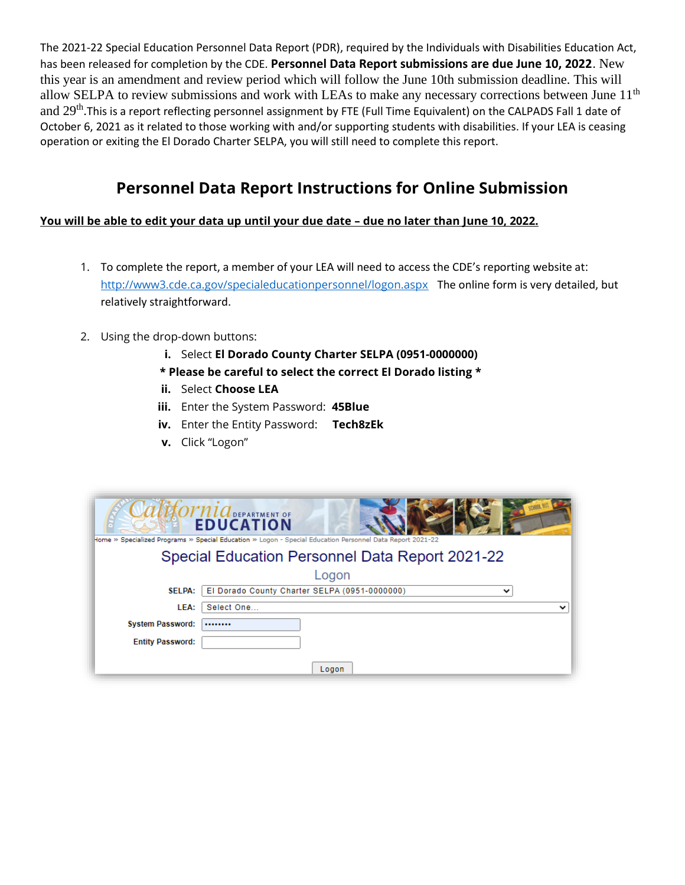The 2021-22 Special Education Personnel Data Report (PDR), required by the Individuals with Disabilities Education Act, has been released for completion by the CDE. **Personnel Data Report submissions are due June 10, 2022**. New this year is an amendment and review period which will follow the June 10th submission deadline. This will allow SELPA to review submissions and work with LEAs to make any necessary corrections between June 11th and 29th. This is a report reflecting personnel assignment by FTE (Full Time Equivalent) on the CALPADS Fall 1 date of October 6, 2021 as it related to those working with and/or supporting students with disabilities. If your LEA is ceasing operation or exiting the El Dorado Charter SELPA, you will still need to complete this report.

## Personnel Data Report Instructions for Online Submission

**You will be able to edit your data up until your due date – due no later than June 10, 2022.**

1. To complete the report, a member of your LEA will need to access the CDE's reporting website at: http://www3.cde.ca.gov/specialeducationpersonnel/logon.aspx The online form is very detailed, but relatively straightforward.

2. Using the drop-down buttons:
   - **i.** Select **El Dorado County Charter SELPA (0951-0000000)**
   
     **\* Please be careful to select the correct El Dorado listing \***
   - **ii.** Select **Choose LEA**
   - **iii.** Enter the System Password: **45Blue**
   - **iv.** Enter the Entity Password: **Tech8zEk**
   - **v.** Click "Logon"

Home » Specialized Programs » Special Education » Logon - Special Education Personnel Data Report 2021-22

Special Education Personnel Data Report 2021-22

Logon

SELPA: El Dorado County Charter SELPA (0951-0000000)

LEA: Select One...

System Password: ••••••••

Entity Password:

Logon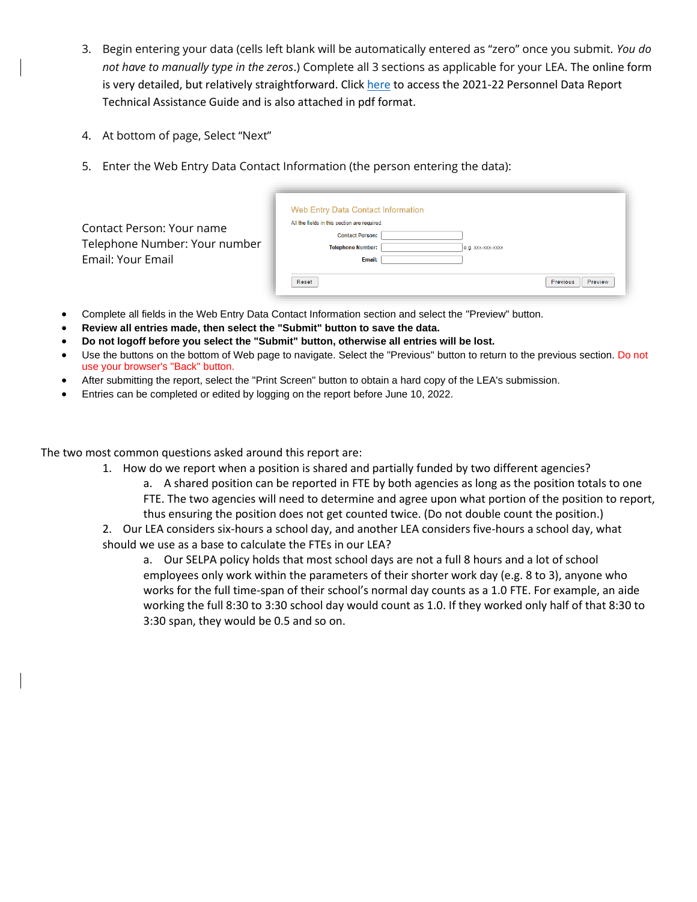3. Begin entering your data (cells left blank will be automatically entered as "zero" once you submit. *You do not have to manually type in the zeros*.) Complete all 3 sections as applicable for your LEA. The online form is very detailed, but relatively straightforward. Click [here]() to access the 2021-22 Personnel Data Report Technical Assistance Guide and is also attached in pdf format.

4. At bottom of page, Select "Next"

5. Enter the Web Entry Data Contact Information (the person entering the data):

Contact Person: Your name
Telephone Number: Your number
Email: Your Email

Web Entry Data Contact Information
All the fields in this section are required.
Contact Person:
Telephone Number: e.g. xxx-xxx-xxxx
Email:
Reset
Previous
Preview

- Complete all fields in the Web Entry Data Contact Information section and select the "Preview" button.
- **Review all entries made, then select the "Submit" button to save the data.**
- **Do not logoff before you select the "Submit" button, otherwise all entries will be lost.**
- Use the buttons on the bottom of Web page to navigate. Select the "Previous" button to return to the previous section. Do not use your browser's "Back" button.
- After submitting the report, select the "Print Screen" button to obtain a hard copy of the LEA's submission.
- Entries can be completed or edited by logging on the report before June 10, 2022.

The two most common questions asked around this report are:

1. How do we report when a position is shared and partially funded by two different agencies?
   a. A shared position can be reported in FTE by both agencies as long as the position totals to one FTE. The two agencies will need to determine and agree upon what portion of the position to report, thus ensuring the position does not get counted twice. (Do not double count the position.)
2. Our LEA considers six-hours a school day, and another LEA considers five-hours a school day, what should we use as a base to calculate the FTEs in our LEA?
   a. Our SELPA policy holds that most school days are not a full 8 hours and a lot of school employees only work within the parameters of their shorter work day (e.g. 8 to 3), anyone who works for the full time-span of their school's normal day counts as a 1.0 FTE. For example, an aide working the full 8:30 to 3:30 school day would count as 1.0. If they worked only half of that 8:30 to 3:30 span, they would be 0.5 and so on.